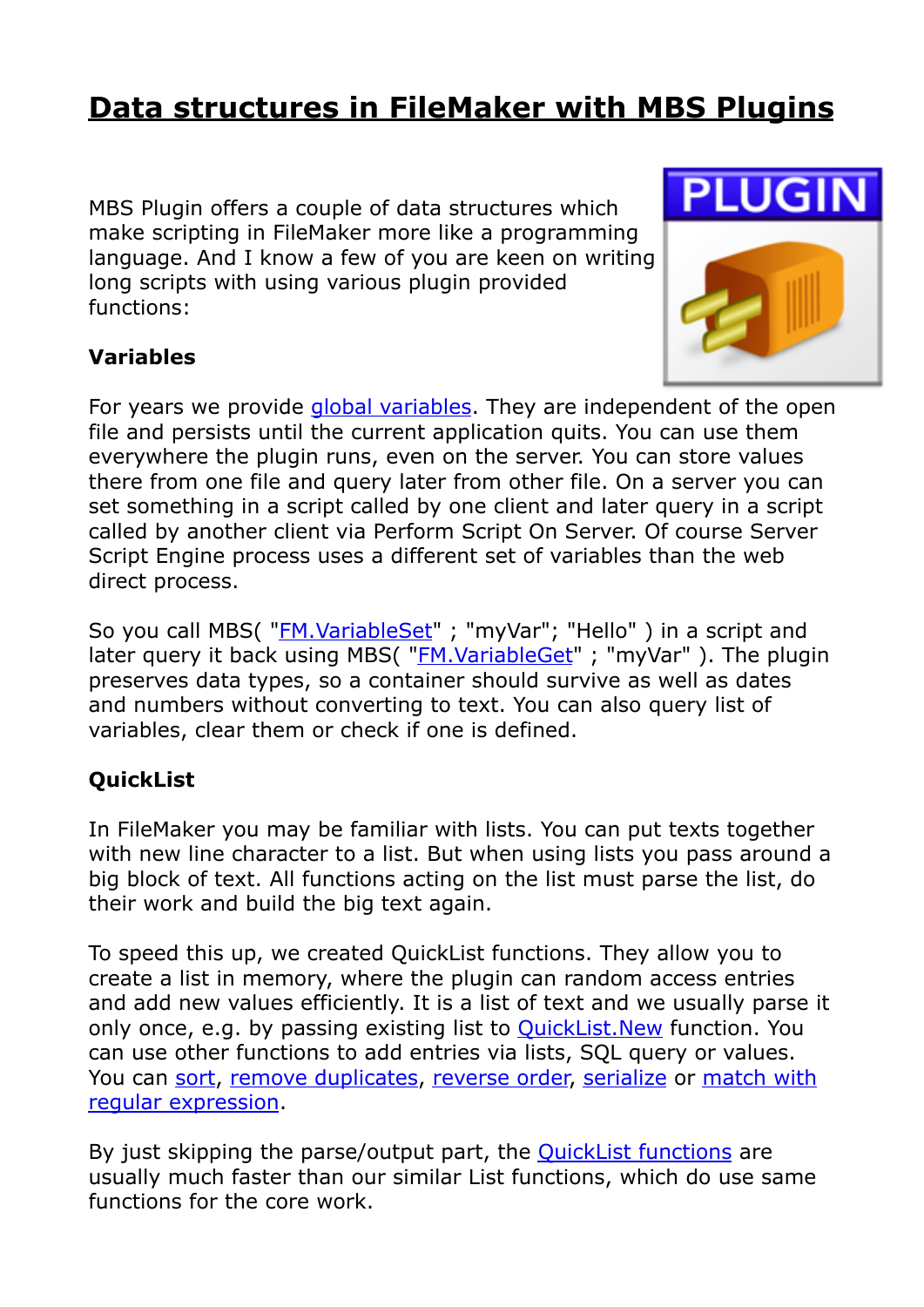# Data structures in FileMaker with MBS Plugins

MBS Plugin offers a couple of data structures which make scripting in FileMaker more like a programming language. And I know a few of you are keen on writing long scripts with using various plugin provided functions:

**Variables**

For years we provide global variables. They are independent of the open file and persists until the current application quits. You can use them everywhere the plugin runs, even on the server. You can store values there from one file and query later from other file. On a server you can set something in a script called by one client and later query in a script called by another client via Perform Script On Server. Of course Server Script Engine process uses a different set of variables than the web direct process.

So you call MBS( "FM.VariableSet" ; "myVar"; "Hello" ) in a script and later query it back using MBS( "FM.VariableGet" ; "myVar" ). The plugin preserves data types, so a container should survive as well as dates and numbers without converting to text. You can also query list of variables, clear them or check if one is defined.

**QuickList**

In FileMaker you may be familiar with lists. You can put texts together with new line character to a list. But when using lists you pass around a big block of text. All functions acting on the list must parse the list, do their work and build the big text again.

To speed this up, we created QuickList functions. They allow you to create a list in memory, where the plugin can random access entries and add new values efficiently. It is a list of text and we usually parse it only once, e.g. by passing existing list to QuickList.New function. You can use other functions to add entries via lists, SQL query or values. You can sort, remove duplicates, reverse order, serialize or match with regular expression.

By just skipping the parse/output part, the QuickList functions are usually much faster than our similar List functions, which do use same functions for the core work.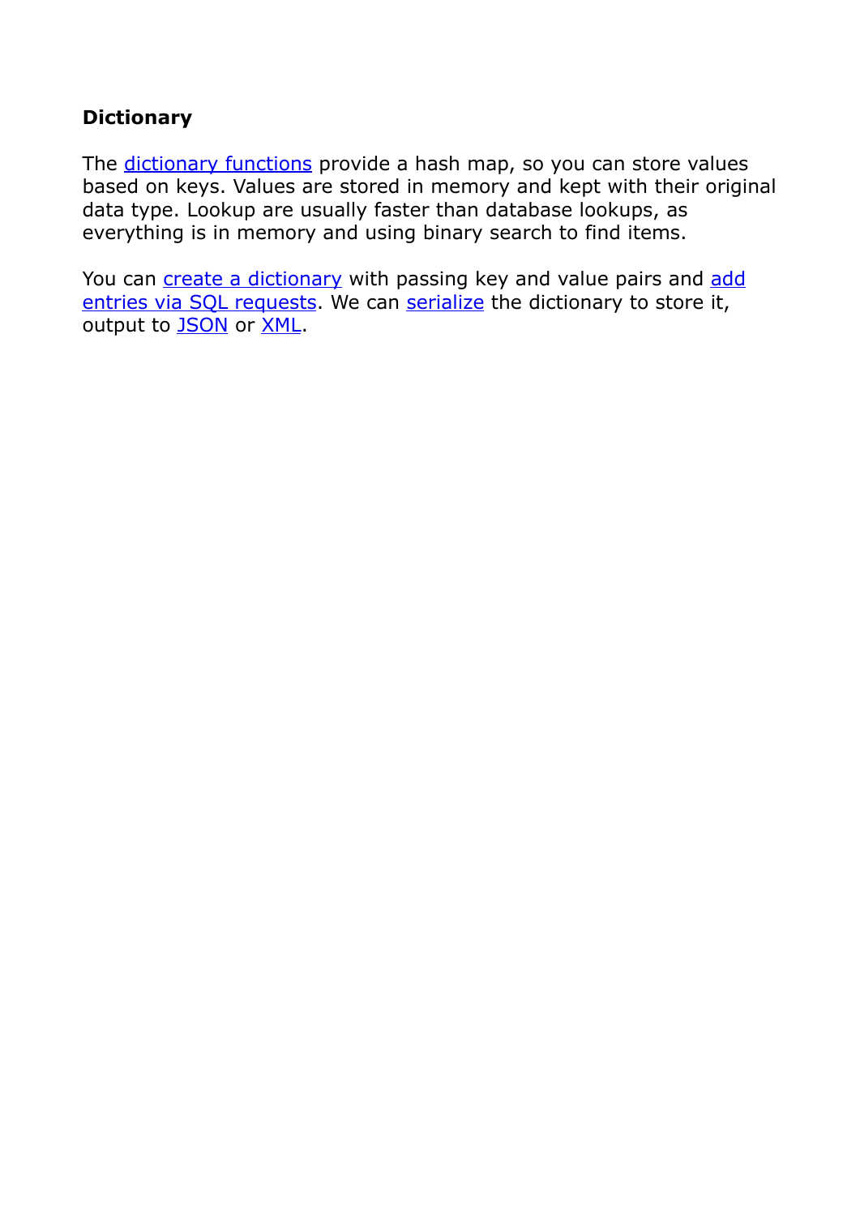**Dictionary**

The dictionary functions provide a hash map, so you can store values based on keys. Values are stored in memory and kept with their original data type. Lookup are usually faster than database lookups, as everything is in memory and using binary search to find items.

You can create a dictionary with passing key and value pairs and add entries via SQL requests. We can serialize the dictionary to store it, output to JSON or XML.